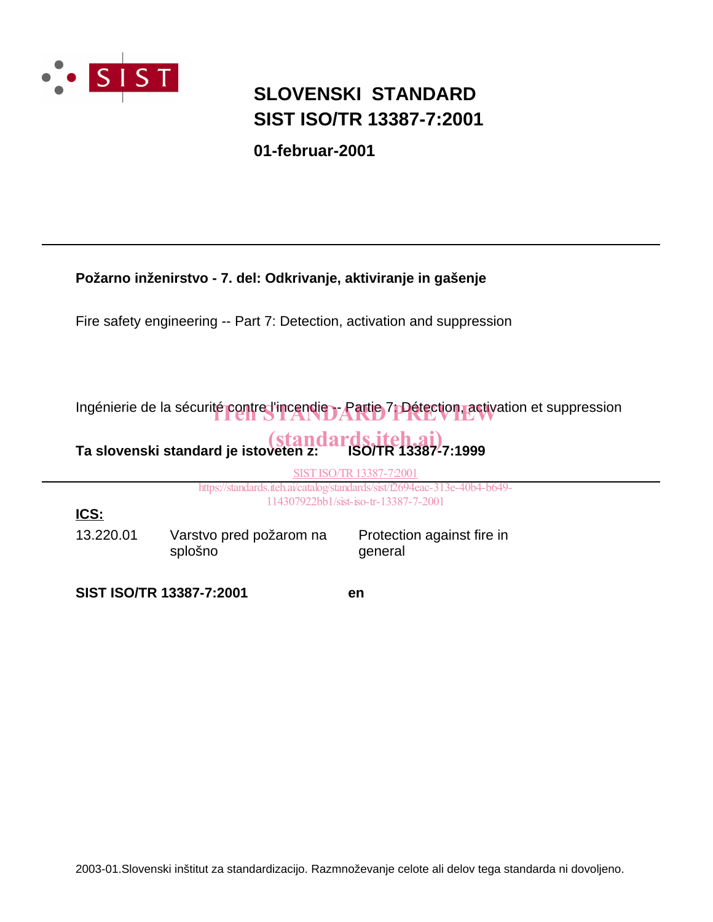# SLOVENSKI STANDARD
# SIST ISO/TR 13387-7:2001

**01-februar-2001**

---

**Požarno inženirstvo - 7. del: Odkrivanje, aktiviranje in gašenje**

Fire safety engineering -- Part 7: Detection, activation and suppression

Ingénierie de la sécurité contre l'incendie -- Partie 7: Détection, activation et suppression

**Ta slovenski standard je istoveten z: ISO/TR 13387-7:1999**

---

**ICS:**

| | | |
|---|---|---|
| 13.220.01 | Varstvo pred požarom na splošno | Protection against fire in general |

**SIST ISO/TR 13387-7:2001** **en**

2003-01.Slovenski inštitut za standardizacijo. Razmnoževanje celote ali delov tega standarda ni dovoljeno.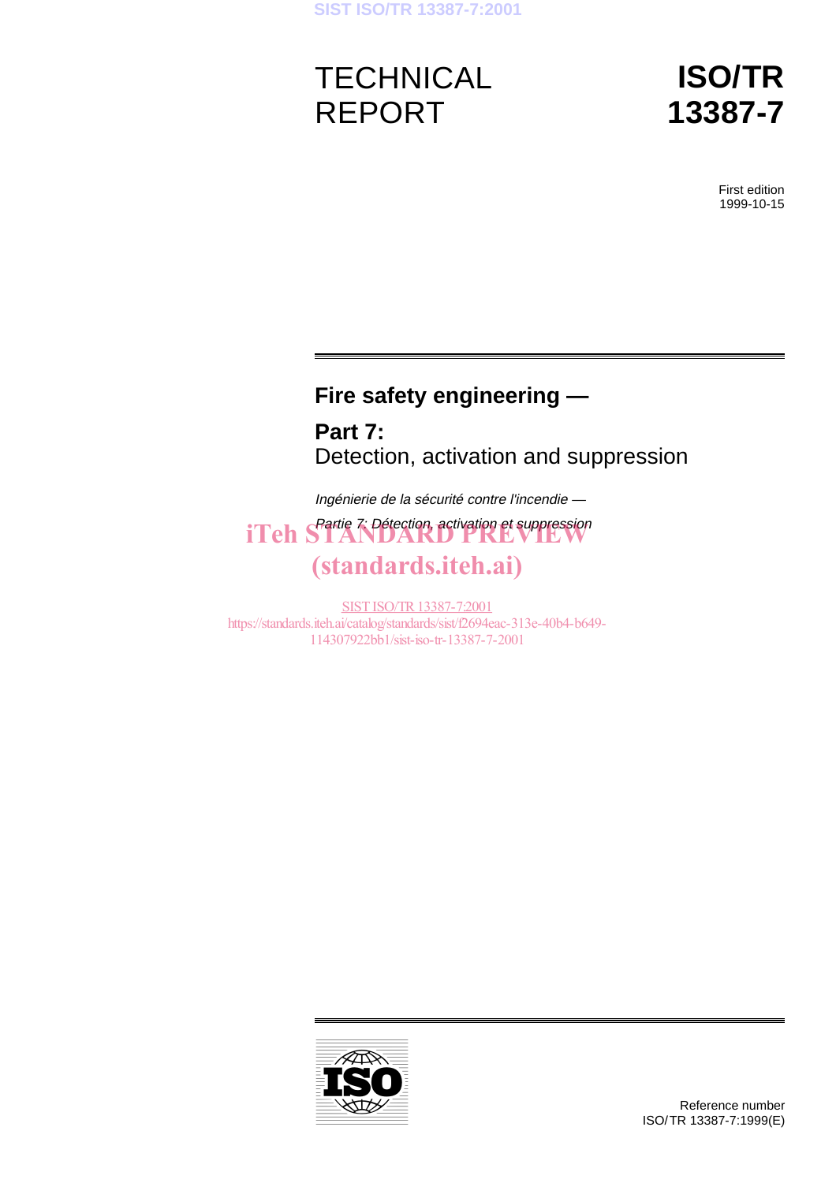# TECHNICAL REPORT

# ISO/TR 13387-7

First edition
1999-10-15

## Fire safety engineering —

## Part 7:
Detection, activation and suppression

*Ingénierie de la sécurité contre l'incendie —*
*Partie 7: Détection, activation et suppression*

Reference number
ISO/TR 13387-7:1999(E)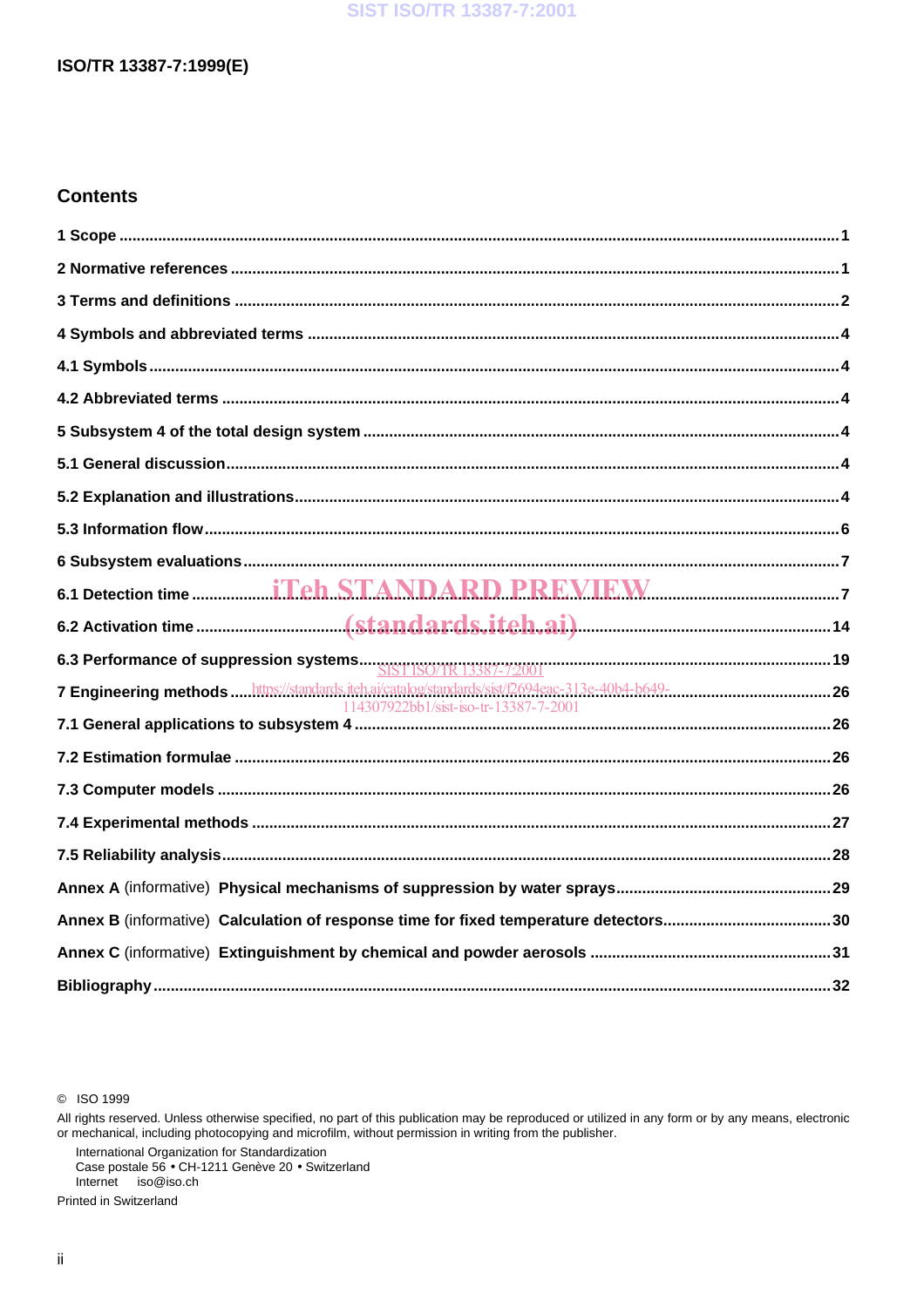## Contents

1 Scope ..... 1

2 Normative references ..... 1

3 Terms and definitions ..... 2

4 Symbols and abbreviated terms ..... 4

4.1 Symbols ..... 4

4.2 Abbreviated terms ..... 4

5 Subsystem 4 of the total design system ..... 4

5.1 General discussion ..... 4

5.2 Explanation and illustrations ..... 4

5.3 Information flow ..... 6

6 Subsystem evaluations ..... 7

6.1 Detection time ..... 7

6.2 Activation time ..... 14

6.3 Performance of suppression systems ..... 19

7 Engineering methods ..... 26

7.1 General applications to subsystem 4 ..... 26

7.2 Estimation formulae ..... 26

7.3 Computer models ..... 26

7.4 Experimental methods ..... 27

7.5 Reliability analysis ..... 28

Annex A (informative) Physical mechanisms of suppression by water sprays ..... 29

Annex B (informative) Calculation of response time for fixed temperature detectors ..... 30

Annex C (informative) Extinguishment by chemical and powder aerosols ..... 31

Bibliography ..... 32

© ISO 1999

All rights reserved. Unless otherwise specified, no part of this publication may be reproduced or utilized in any form or by any means, electronic or mechanical, including photocopying and microfilm, without permission in writing from the publisher.

International Organization for Standardization
Case postale 56 • CH-1211 Genève 20 • Switzerland
Internet iso@iso.ch

Printed in Switzerland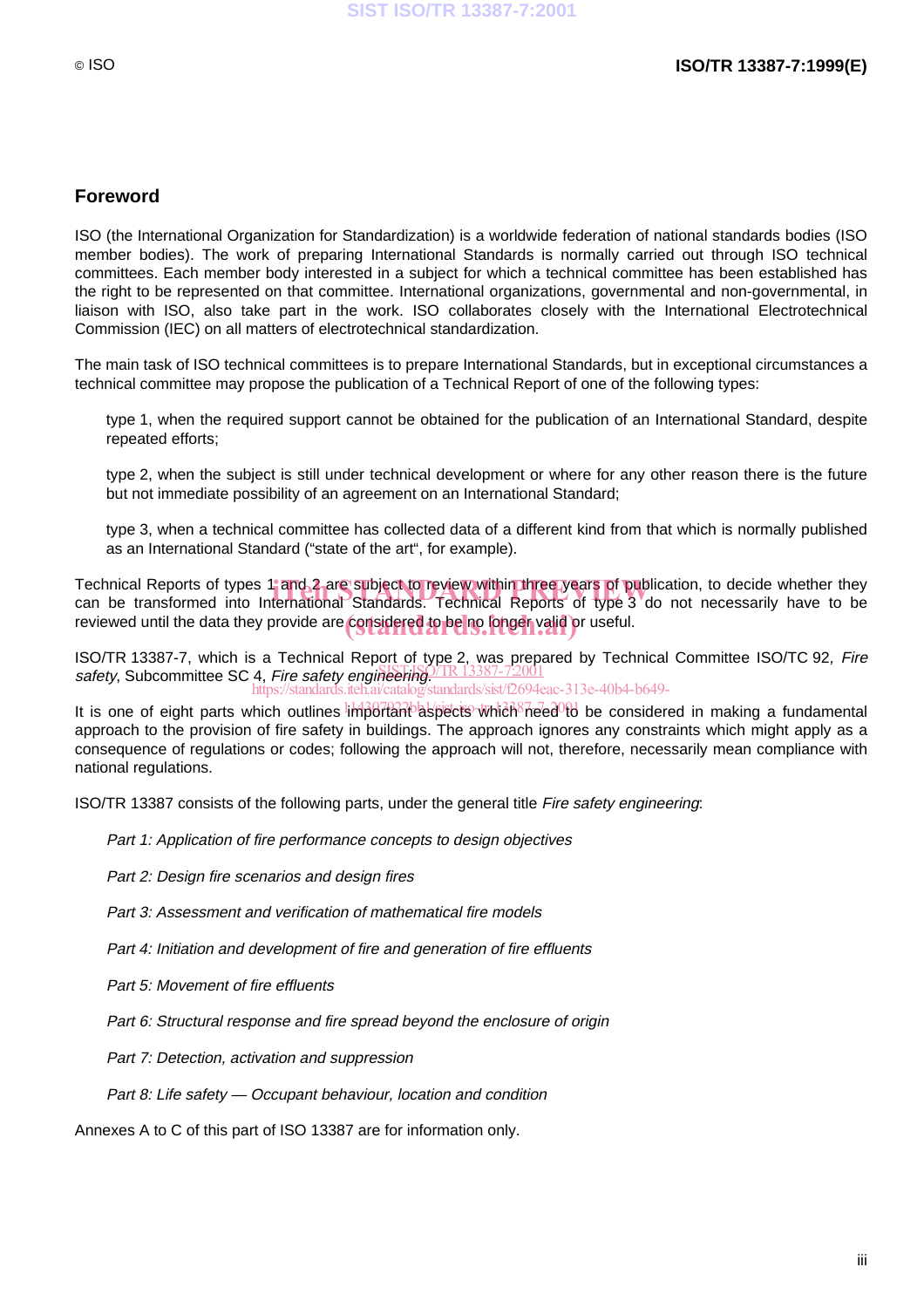## Foreword

ISO (the International Organization for Standardization) is a worldwide federation of national standards bodies (ISO member bodies). The work of preparing International Standards is normally carried out through ISO technical committees. Each member body interested in a subject for which a technical committee has been established has the right to be represented on that committee. International organizations, governmental and non-governmental, in liaison with ISO, also take part in the work. ISO collaborates closely with the International Electrotechnical Commission (IEC) on all matters of electrotechnical standardization.

The main task of ISO technical committees is to prepare International Standards, but in exceptional circumstances a technical committee may propose the publication of a Technical Report of one of the following types:

type 1, when the required support cannot be obtained for the publication of an International Standard, despite repeated efforts;

type 2, when the subject is still under technical development or where for any other reason there is the future but not immediate possibility of an agreement on an International Standard;

type 3, when a technical committee has collected data of a different kind from that which is normally published as an International Standard ("state of the art", for example).

Technical Reports of types 1 and 2 are subject to review within three years of publication, to decide whether they can be transformed into International Standards. Technical Reports of type 3 do not necessarily have to be reviewed until the data they provide are considered to be no longer valid or useful.

ISO/TR 13387-7, which is a Technical Report of type 2, was prepared by Technical Committee ISO/TC 92, *Fire safety*, Subcommittee SC 4, *Fire safety engineering*.

It is one of eight parts which outlines important aspects which need to be considered in making a fundamental approach to the provision of fire safety in buildings. The approach ignores any constraints which might apply as a consequence of regulations or codes; following the approach will not, therefore, necessarily mean compliance with national regulations.

ISO/TR 13387 consists of the following parts, under the general title *Fire safety engineering*:

*Part 1: Application of fire performance concepts to design objectives*

*Part 2: Design fire scenarios and design fires*

*Part 3: Assessment and verification of mathematical fire models*

*Part 4: Initiation and development of fire and generation of fire effluents*

*Part 5: Movement of fire effluents*

*Part 6: Structural response and fire spread beyond the enclosure of origin*

*Part 7: Detection, activation and suppression*

*Part 8: Life safety — Occupant behaviour, location and condition*

Annexes A to C of this part of ISO 13387 are for information only.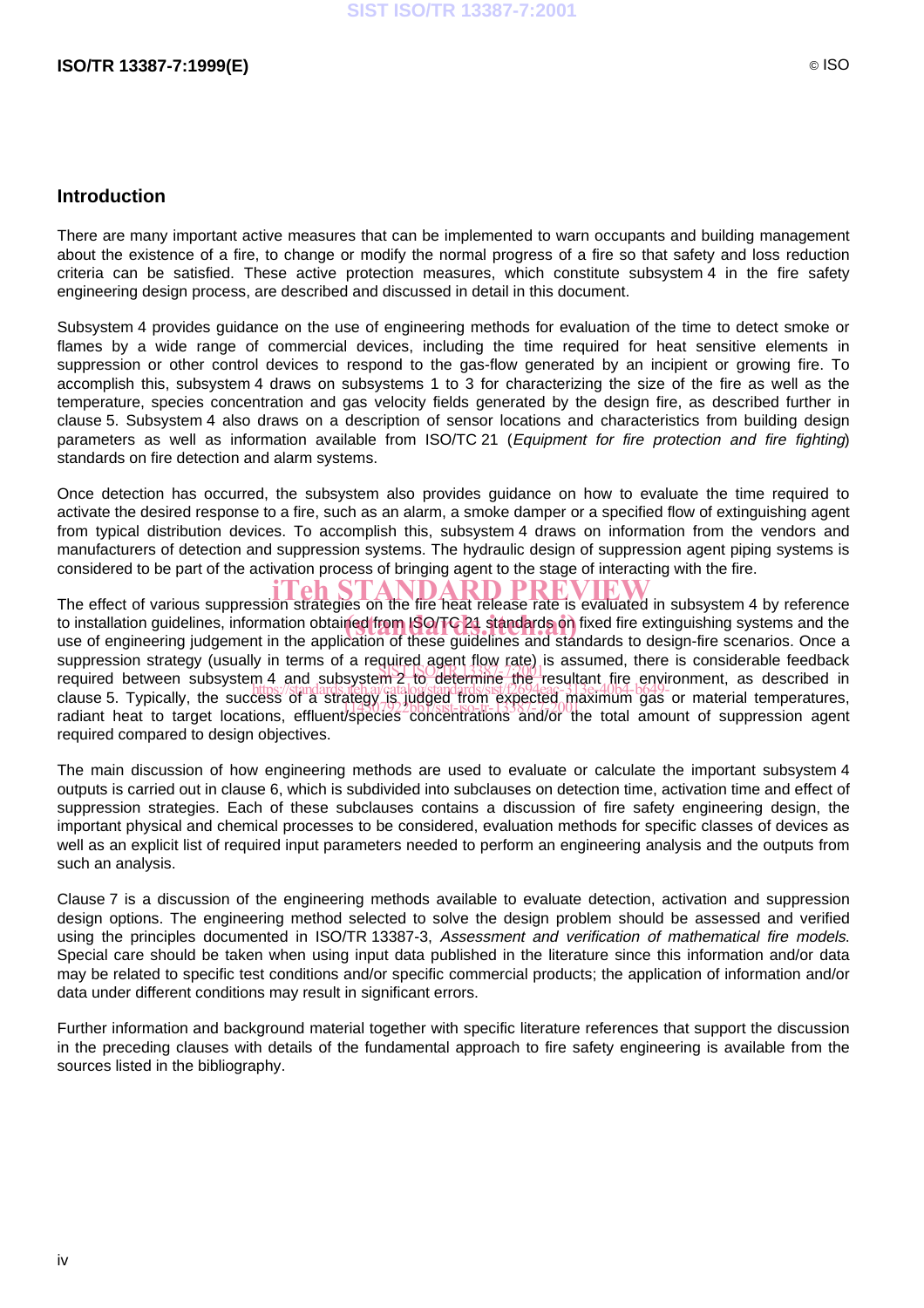## Introduction

There are many important active measures that can be implemented to warn occupants and building management about the existence of a fire, to change or modify the normal progress of a fire so that safety and loss reduction criteria can be satisfied. These active protection measures, which constitute subsystem 4 in the fire safety engineering design process, are described and discussed in detail in this document.

Subsystem 4 provides guidance on the use of engineering methods for evaluation of the time to detect smoke or flames by a wide range of commercial devices, including the time required for heat sensitive elements in suppression or other control devices to respond to the gas-flow generated by an incipient or growing fire. To accomplish this, subsystem 4 draws on subsystems 1 to 3 for characterizing the size of the fire as well as the temperature, species concentration and gas velocity fields generated by the design fire, as described further in clause 5. Subsystem 4 also draws on a description of sensor locations and characteristics from building design parameters as well as information available from ISO/TC 21 (*Equipment for fire protection and fire fighting*) standards on fire detection and alarm systems.

Once detection has occurred, the subsystem also provides guidance on how to evaluate the time required to activate the desired response to a fire, such as an alarm, a smoke damper or a specified flow of extinguishing agent from typical distribution devices. To accomplish this, subsystem 4 draws on information from the vendors and manufacturers of detection and suppression systems. The hydraulic design of suppression agent piping systems is considered to be part of the activation process of bringing agent to the stage of interacting with the fire.

The effect of various suppression strategies on the fire heat release rate is evaluated in subsystem 4 by reference to installation guidelines, information obtained from ISO/TC 21 standards on fixed fire extinguishing systems and the use of engineering judgement in the application of these guidelines and standards to design-fire scenarios. Once a suppression strategy (usually in terms of a required agent flow rate) is assumed, there is considerable feedback required between subsystem 4 and subsystem 2 to determine the resultant fire environment, as described in clause 5. Typically, the success of a strategy is judged from expected maximum gas or material temperatures, radiant heat to target locations, effluent/species concentrations and/or the total amount of suppression agent required compared to design objectives.

The main discussion of how engineering methods are used to evaluate or calculate the important subsystem 4 outputs is carried out in clause 6, which is subdivided into subclauses on detection time, activation time and effect of suppression strategies. Each of these subclauses contains a discussion of fire safety engineering design, the important physical and chemical processes to be considered, evaluation methods for specific classes of devices as well as an explicit list of required input parameters needed to perform an engineering analysis and the outputs from such an analysis.

Clause 7 is a discussion of the engineering methods available to evaluate detection, activation and suppression design options. The engineering method selected to solve the design problem should be assessed and verified using the principles documented in ISO/TR 13387-3, *Assessment and verification of mathematical fire models*. Special care should be taken when using input data published in the literature since this information and/or data may be related to specific test conditions and/or specific commercial products; the application of information and/or data under different conditions may result in significant errors.

Further information and background material together with specific literature references that support the discussion in the preceding clauses with details of the fundamental approach to fire safety engineering is available from the sources listed in the bibliography.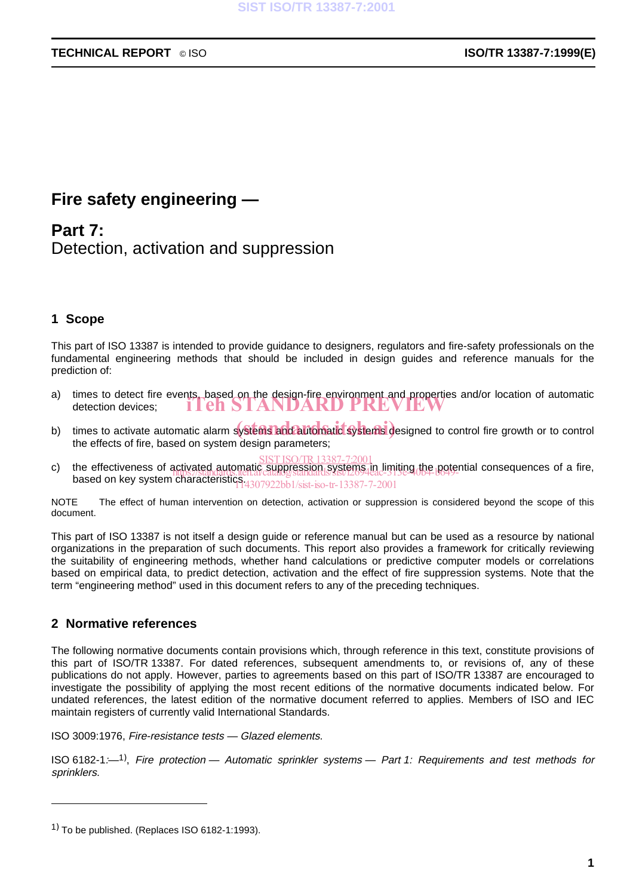# Fire safety engineering —

# Part 7:
Detection, activation and suppression

## 1 Scope

This part of ISO 13387 is intended to provide guidance to designers, regulators and fire-safety professionals on the fundamental engineering methods that should be included in design guides and reference manuals for the prediction of:

a) times to detect fire events, based on the design-fire environment and properties and/or location of automatic detection devices;

b) times to activate automatic alarm systems and automatic systems designed to control fire growth or to control the effects of fire, based on system design parameters;

c) the effectiveness of activated automatic suppression systems in limiting the potential consequences of a fire, based on key system characteristics.

NOTE The effect of human intervention on detection, activation or suppression is considered beyond the scope of this document.

This part of ISO 13387 is not itself a design guide or reference manual but can be used as a resource by national organizations in the preparation of such documents. This report also provides a framework for critically reviewing the suitability of engineering methods, whether hand calculations or predictive computer models or correlations based on empirical data, to predict detection, activation and the effect of fire suppression systems. Note that the term "engineering method" used in this document refers to any of the preceding techniques.

## 2 Normative references

The following normative documents contain provisions which, through reference in this text, constitute provisions of this part of ISO/TR 13387. For dated references, subsequent amendments to, or revisions of, any of these publications do not apply. However, parties to agreements based on this part of ISO/TR 13387 are encouraged to investigate the possibility of applying the most recent editions of the normative documents indicated below. For undated references, the latest edition of the normative document referred to applies. Members of ISO and IEC maintain registers of currently valid International Standards.

ISO 3009:1976, *Fire-resistance tests — Glazed elements.*

ISO 6182-1:—[1], *Fire protection — Automatic sprinkler systems — Part 1: Requirements and test methods for sprinklers.*

---

[1] To be published. (Replaces ISO 6182-1:1993).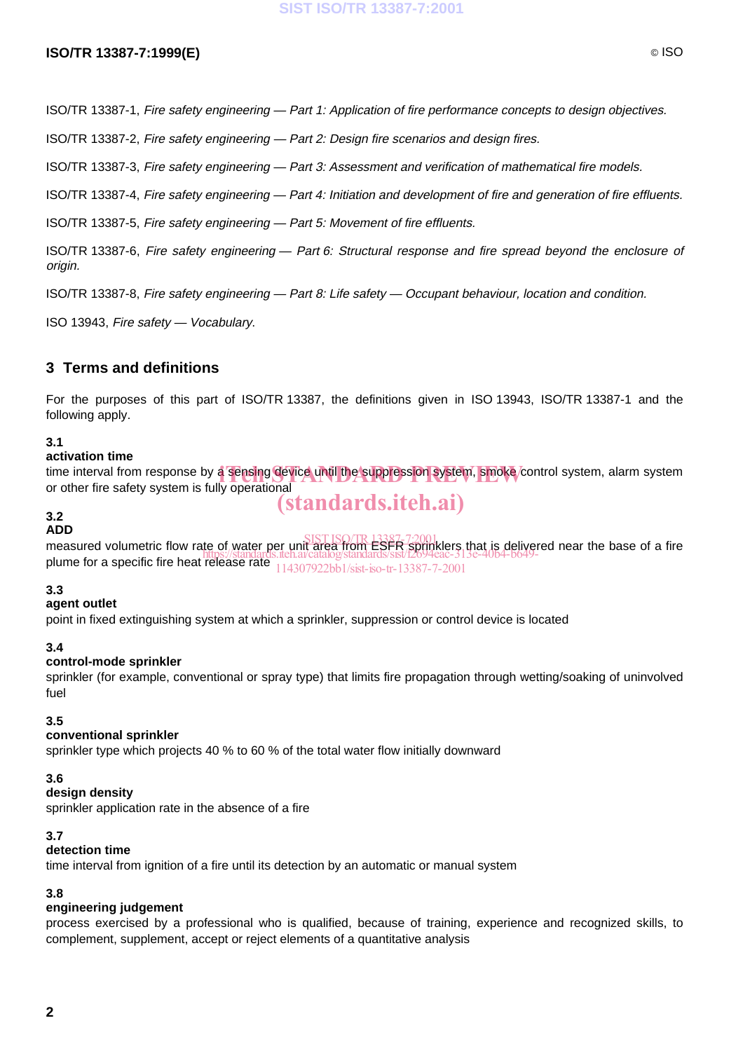ISO/TR 13387-1, *Fire safety engineering — Part 1: Application of fire performance concepts to design objectives.*

ISO/TR 13387-2, *Fire safety engineering — Part 2: Design fire scenarios and design fires.*

ISO/TR 13387-3, *Fire safety engineering — Part 3: Assessment and verification of mathematical fire models.*

ISO/TR 13387-4, *Fire safety engineering — Part 4: Initiation and development of fire and generation of fire effluents.*

ISO/TR 13387-5, *Fire safety engineering — Part 5: Movement of fire effluents.*

ISO/TR 13387-6, *Fire safety engineering — Part 6: Structural response and fire spread beyond the enclosure of origin.*

ISO/TR 13387-8, *Fire safety engineering — Part 8: Life safety — Occupant behaviour, location and condition.*

ISO 13943, *Fire safety — Vocabulary.*

## 3 Terms and definitions

For the purposes of this part of ISO/TR 13387, the definitions given in ISO 13943, ISO/TR 13387-1 and the following apply.

**3.1**
**activation time**
time interval from response by a sensing device until the suppression system, smoke control system, alarm system or other fire safety system is fully operational

**3.2**
**ADD**
measured volumetric flow rate of water per unit area from ESFR sprinklers that is delivered near the base of a fire plume for a specific fire heat release rate

**3.3**
**agent outlet**
point in fixed extinguishing system at which a sprinkler, suppression or control device is located

**3.4**
**control-mode sprinkler**
sprinkler (for example, conventional or spray type) that limits fire propagation through wetting/soaking of uninvolved fuel

**3.5**
**conventional sprinkler**
sprinkler type which projects 40 % to 60 % of the total water flow initially downward

**3.6**
**design density**
sprinkler application rate in the absence of a fire

**3.7**
**detection time**
time interval from ignition of a fire until its detection by an automatic or manual system

**3.8**
**engineering judgement**
process exercised by a professional who is qualified, because of training, experience and recognized skills, to complement, supplement, accept or reject elements of a quantitative analysis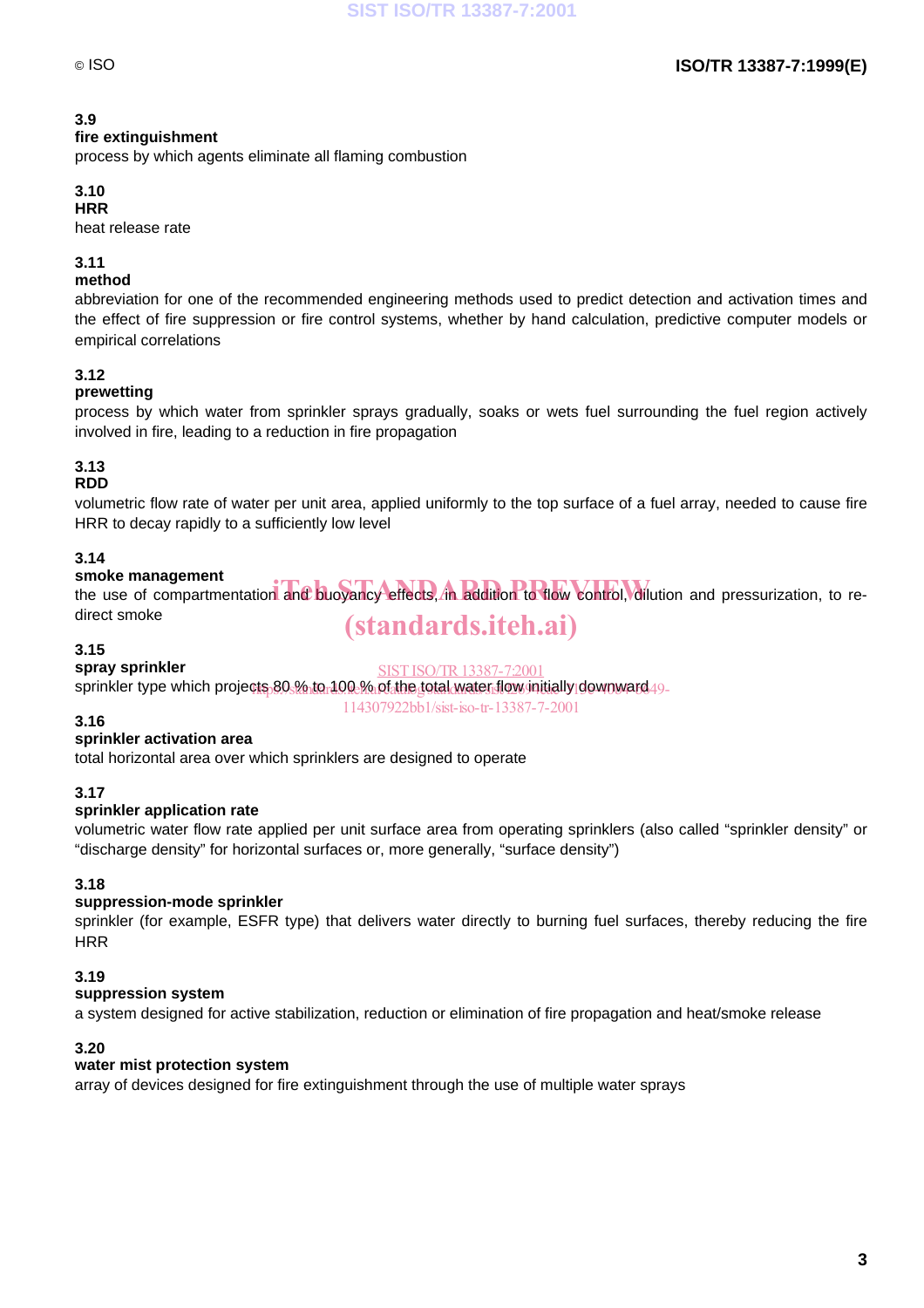**3.9**
**fire extinguishment**
process by which agents eliminate all flaming combustion

**3.10**
**HRR**
heat release rate

**3.11**
**method**
abbreviation for one of the recommended engineering methods used to predict detection and activation times and the effect of fire suppression or fire control systems, whether by hand calculation, predictive computer models or empirical correlations

**3.12**
**prewetting**
process by which water from sprinkler sprays gradually, soaks or wets fuel surrounding the fuel region actively involved in fire, leading to a reduction in fire propagation

**3.13**
**RDD**
volumetric flow rate of water per unit area, applied uniformly to the top surface of a fuel array, needed to cause fire HRR to decay rapidly to a sufficiently low level

**3.14**
**smoke management**
the use of compartmentation and buoyancy effects, in addition to flow control, dilution and pressurization, to re-direct smoke

**3.15**
**spray sprinkler**
sprinkler type which projects 80 % to 100 % of the total water flow initially downward

**3.16**
**sprinkler activation area**
total horizontal area over which sprinklers are designed to operate

**3.17**
**sprinkler application rate**
volumetric water flow rate applied per unit surface area from operating sprinklers (also called "sprinkler density" or "discharge density" for horizontal surfaces or, more generally, "surface density")

**3.18**
**suppression-mode sprinkler**
sprinkler (for example, ESFR type) that delivers water directly to burning fuel surfaces, thereby reducing the fire HRR

**3.19**
**suppression system**
a system designed for active stabilization, reduction or elimination of fire propagation and heat/smoke release

**3.20**
**water mist protection system**
array of devices designed for fire extinguishment through the use of multiple water sprays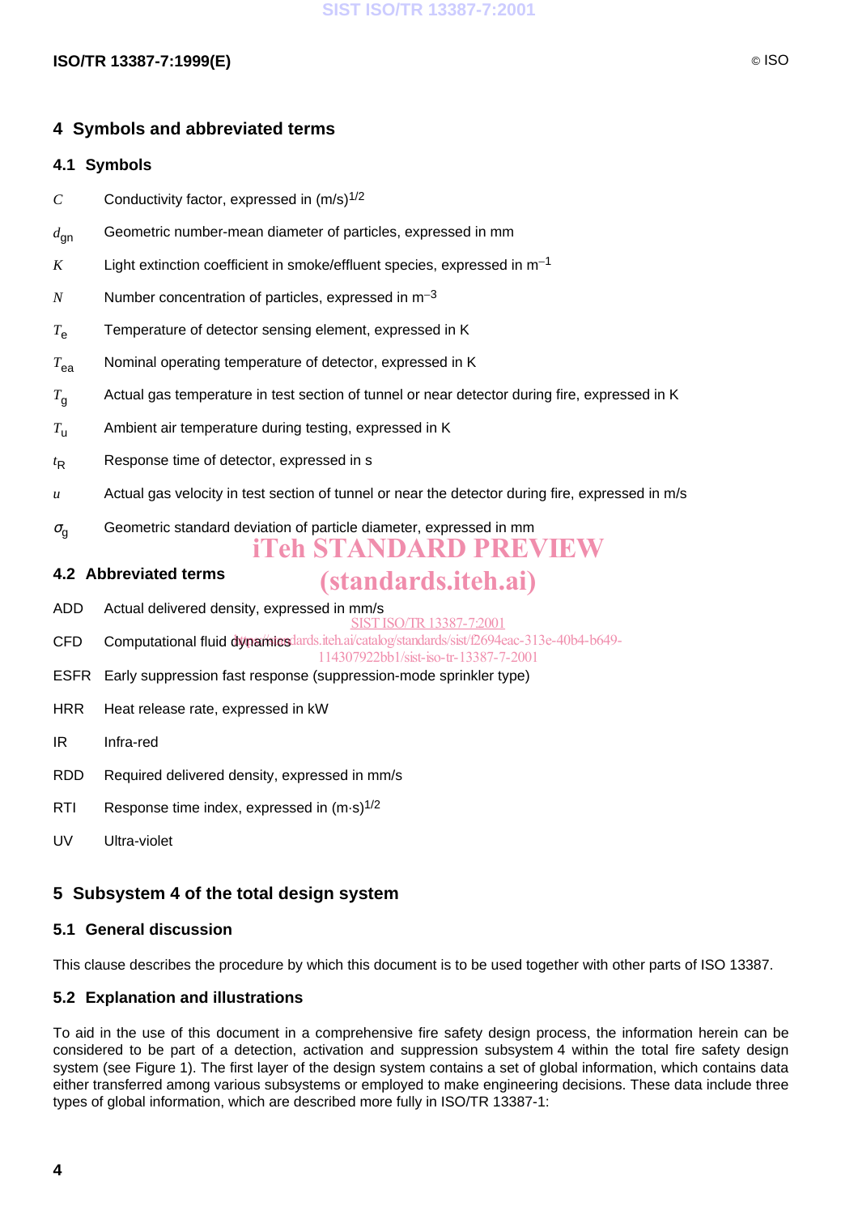## 4 Symbols and abbreviated terms

### 4.1 Symbols

$C$ Conductivity factor, expressed in $(m/s)^{1/2}$

$d_{gn}$ Geometric number-mean diameter of particles, expressed in mm

$K$ Light extinction coefficient in smoke/effluent species, expressed in $m^{-1}$

$N$ Number concentration of particles, expressed in $m^{-3}$

$T_e$ Temperature of detector sensing element, expressed in K

$T_{ea}$ Nominal operating temperature of detector, expressed in K

$T_g$ Actual gas temperature in test section of tunnel or near detector during fire, expressed in K

$T_u$ Ambient air temperature during testing, expressed in K

$t_R$ Response time of detector, expressed in s

$u$ Actual gas velocity in test section of tunnel or near the detector during fire, expressed in m/s

$\sigma_g$ Geometric standard deviation of particle diameter, expressed in mm

### 4.2 Abbreviated terms

ADD Actual delivered density, expressed in mm/s

CFD Computational fluid dynamics

ESFR Early suppression fast response (suppression-mode sprinkler type)

HRR Heat release rate, expressed in kW

IR Infra-red

RDD Required delivered density, expressed in mm/s

RTI Response time index, expressed in $(m{\cdot}s)^{1/2}$

UV Ultra-violet

## 5 Subsystem 4 of the total design system

### 5.1 General discussion

This clause describes the procedure by which this document is to be used together with other parts of ISO 13387.

### 5.2 Explanation and illustrations

To aid in the use of this document in a comprehensive fire safety design process, the information herein can be considered to be part of a detection, activation and suppression subsystem 4 within the total fire safety design system (see Figure 1). The first layer of the design system contains a set of global information, which contains data either transferred among various subsystems or employed to make engineering decisions. These data include three types of global information, which are described more fully in ISO/TR 13387-1: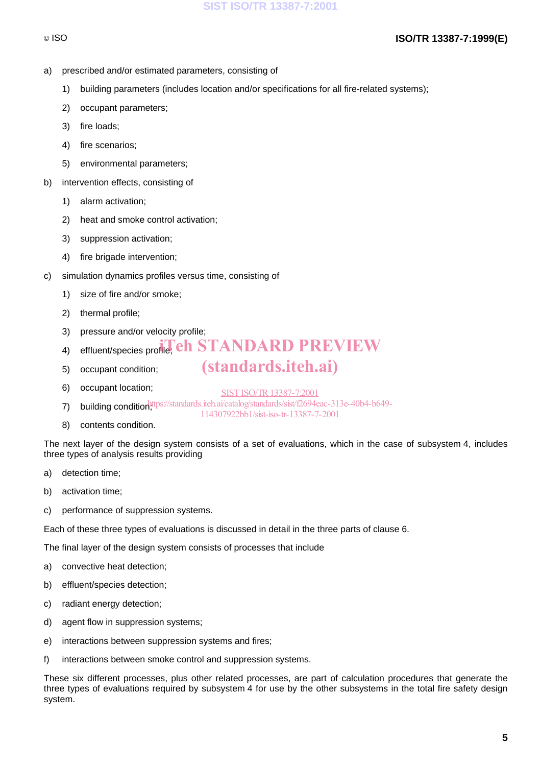a) prescribed and/or estimated parameters, consisting of

   1) building parameters (includes location and/or specifications for all fire-related systems);

   2) occupant parameters;

   3) fire loads;

   4) fire scenarios;

   5) environmental parameters;

b) intervention effects, consisting of

   1) alarm activation;

   2) heat and smoke control activation;

   3) suppression activation;

   4) fire brigade intervention;

c) simulation dynamics profiles versus time, consisting of

   1) size of fire and/or smoke;

   2) thermal profile;

   3) pressure and/or velocity profile;

   4) effluent/species profile;

   5) occupant condition;

   6) occupant location;

   7) building condition;

   8) contents condition.

The next layer of the design system consists of a set of evaluations, which in the case of subsystem 4, includes three types of analysis results providing

a) detection time;

b) activation time;

c) performance of suppression systems.

Each of these three types of evaluations is discussed in detail in the three parts of clause 6.

The final layer of the design system consists of processes that include

a) convective heat detection;

b) effluent/species detection;

c) radiant energy detection;

d) agent flow in suppression systems;

e) interactions between suppression systems and fires;

f) interactions between smoke control and suppression systems.

These six different processes, plus other related processes, are part of calculation procedures that generate the three types of evaluations required by subsystem 4 for use by the other subsystems in the total fire safety design system.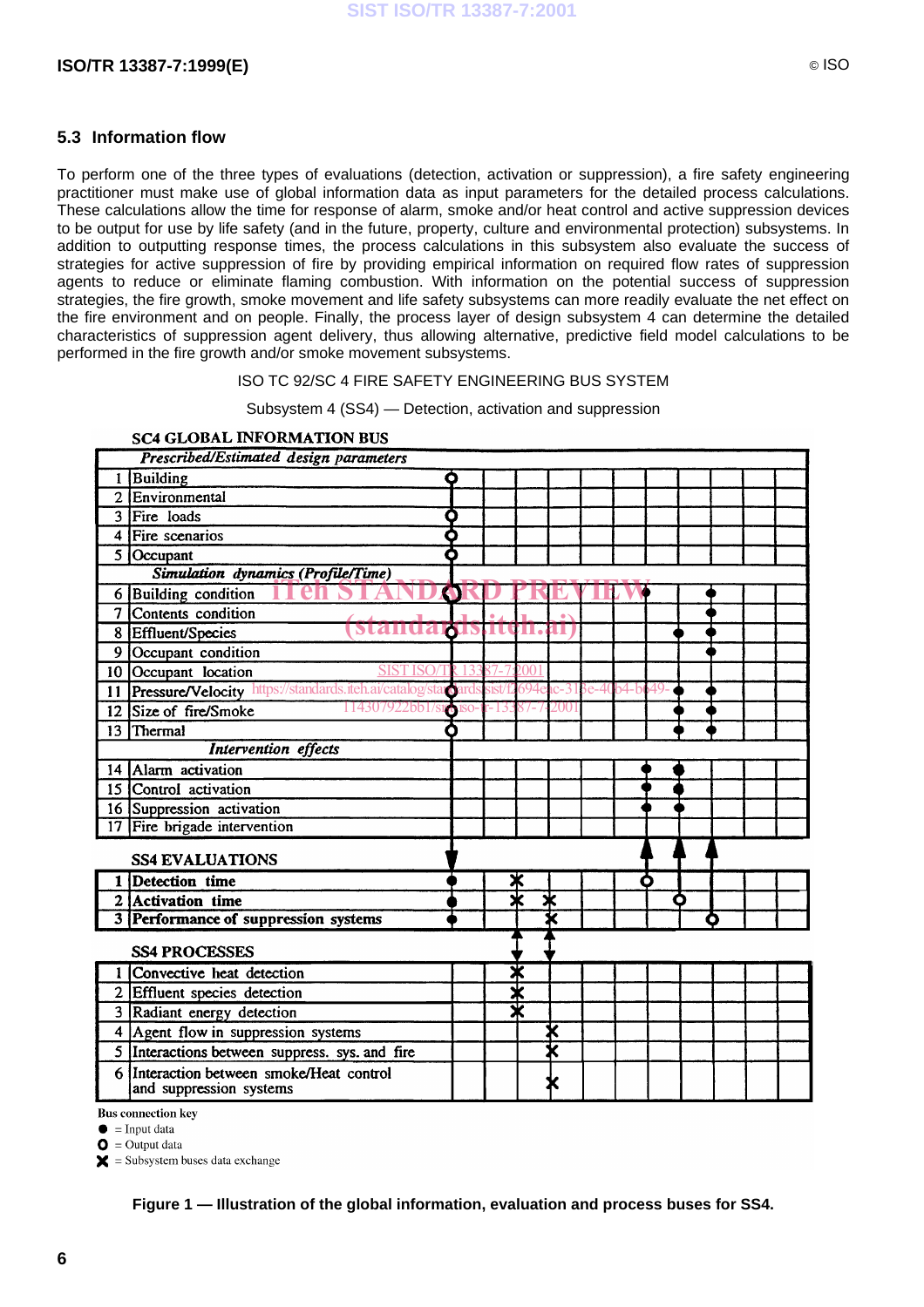## 5.3 Information flow

To perform one of the three types of evaluations (detection, activation or suppression), a fire safety engineering practitioner must make use of global information data as input parameters for the detailed process calculations. These calculations allow the time for response of alarm, smoke and/or heat control and active suppression devices to be output for use by life safety (and in the future, property, culture and environmental protection) subsystems. In addition to outputting response times, the process calculations in this subsystem also evaluate the success of strategies for active suppression of fire by providing empirical information on required flow rates of suppression agents to reduce or eliminate flaming combustion. With information on the potential success of suppression strategies, the fire growth, smoke movement and life safety subsystems can more readily evaluate the net effect on the fire environment and on people. Finally, the process layer of design subsystem 4 can determine the detailed characteristics of suppression agent delivery, thus allowing alternative, predictive field model calculations to be performed in the fire growth and/or smoke movement subsystems.

ISO TC 92/SC 4 FIRE SAFETY ENGINEERING BUS SYSTEM

Subsystem 4 (SS4) — Detection, activation and suppression

**SC4 GLOBAL INFORMATION BUS**

| | *Prescribed/Estimated design parameters* |
|---|---|
| 1 | Building |
| 2 | Environmental |
| 3 | Fire loads |
| 4 | Fire scenarios |
| 5 | Occupant |
| | *Simulation dynamics (Profile/Time)* |
| 6 | Building condition |
| 7 | Contents condition |
| 8 | Effluent/Species |
| 9 | Occupant condition |
| 10 | Occupant location |
| 11 | Pressure/Velocity |
| 12 | Size of fire/Smoke |
| 13 | Thermal |
| | *Intervention effects* |
| 14 | Alarm activation |
| 15 | Control activation |
| 16 | Suppression activation |
| 17 | Fire brigade intervention |

**SS4 EVALUATIONS**

| | |
|---|---|
| 1 | **Detection time** |
| 2 | **Activation time** |
| 3 | **Performance of suppression systems** |

**SS4 PROCESSES**

| | |
|---|---|
| 1 | Convective heat detection |
| 2 | Effluent species detection |
| 3 | Radiant energy detection |
| 4 | Agent flow in suppression systems |
| 5 | Interactions between suppress. sys. and fire |
| 6 | Interaction between smoke/Heat control and suppression systems |

Bus connection key
● = Input data
○ = Output data
✕ = Subsystem buses data exchange

**Figure 1 — Illustration of the global information, evaluation and process buses for SS4.**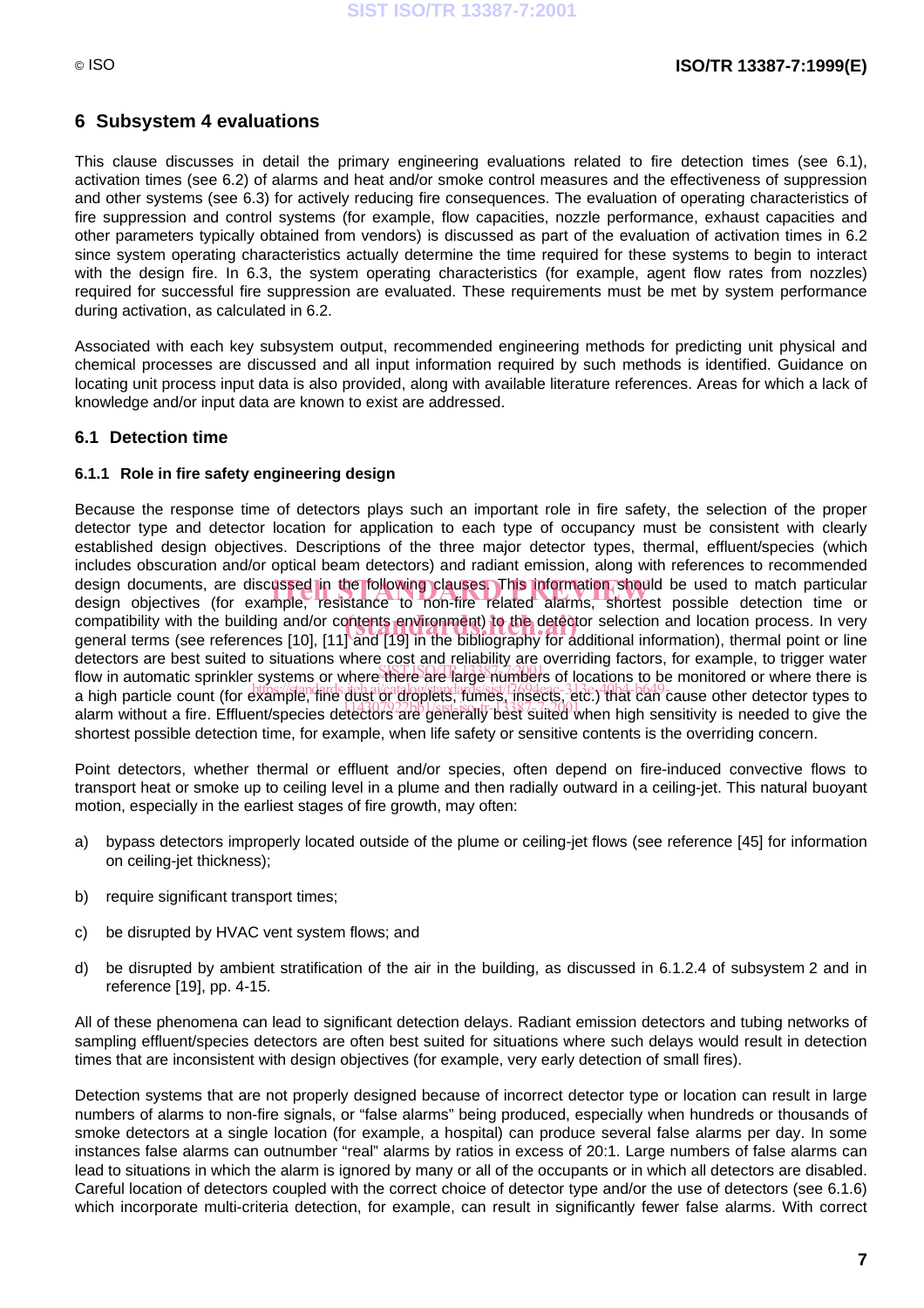## 6 Subsystem 4 evaluations

This clause discusses in detail the primary engineering evaluations related to fire detection times (see 6.1), activation times (see 6.2) of alarms and heat and/or smoke control measures and the effectiveness of suppression and other systems (see 6.3) for actively reducing fire consequences. The evaluation of operating characteristics of fire suppression and control systems (for example, flow capacities, nozzle performance, exhaust capacities and other parameters typically obtained from vendors) is discussed as part of the evaluation of activation times in 6.2 since system operating characteristics actually determine the time required for these systems to begin to interact with the design fire. In 6.3, the system operating characteristics (for example, agent flow rates from nozzles) required for successful fire suppression are evaluated. These requirements must be met by system performance during activation, as calculated in 6.2.

Associated with each key subsystem output, recommended engineering methods for predicting unit physical and chemical processes are discussed and all input information required by such methods is identified. Guidance on locating unit process input data is also provided, along with available literature references. Areas for which a lack of knowledge and/or input data are known to exist are addressed.

### 6.1 Detection time

#### 6.1.1 Role in fire safety engineering design

Because the response time of detectors plays such an important role in fire safety, the selection of the proper detector type and detector location for application to each type of occupancy must be consistent with clearly established design objectives. Descriptions of the three major detector types, thermal, effluent/species (which includes obscuration and/or optical beam detectors) and radiant emission, along with references to recommended design documents, are discussed in the following clauses. This information should be used to match particular design objectives (for example, resistance to non-fire related alarms, shortest possible detection time or compatibility with the building and/or contents environment) to the detector selection and location process. In very general terms (see references [10], [11] and [19] in the bibliography for additional information), thermal point or line detectors are best suited to situations where cost and reliability are overriding factors, for example, to trigger water flow in automatic sprinkler systems or where there are large numbers of locations to be monitored or where there is a high particle count (for example, fine dust or droplets, fumes, insects, etc.) that can cause other detector types to alarm without a fire. Effluent/species detectors are generally best suited when high sensitivity is needed to give the shortest possible detection time, for example, when life safety or sensitive contents is the overriding concern.

Point detectors, whether thermal or effluent and/or species, often depend on fire-induced convective flows to transport heat or smoke up to ceiling level in a plume and then radially outward in a ceiling-jet. This natural buoyant motion, especially in the earliest stages of fire growth, may often:

a) bypass detectors improperly located outside of the plume or ceiling-jet flows (see reference [45] for information on ceiling-jet thickness);

b) require significant transport times;

c) be disrupted by HVAC vent system flows; and

d) be disrupted by ambient stratification of the air in the building, as discussed in 6.1.2.4 of subsystem 2 and in reference [19], pp. 4-15.

All of these phenomena can lead to significant detection delays. Radiant emission detectors and tubing networks of sampling effluent/species detectors are often best suited for situations where such delays would result in detection times that are inconsistent with design objectives (for example, very early detection of small fires).

Detection systems that are not properly designed because of incorrect detector type or location can result in large numbers of alarms to non-fire signals, or "false alarms" being produced, especially when hundreds or thousands of smoke detectors at a single location (for example, a hospital) can produce several false alarms per day. In some instances false alarms can outnumber "real" alarms by ratios in excess of 20:1. Large numbers of false alarms can lead to situations in which the alarm is ignored by many or all of the occupants or in which all detectors are disabled. Careful location of detectors coupled with the correct choice of detector type and/or the use of detectors (see 6.1.6) which incorporate multi-criteria detection, for example, can result in significantly fewer false alarms. With correct